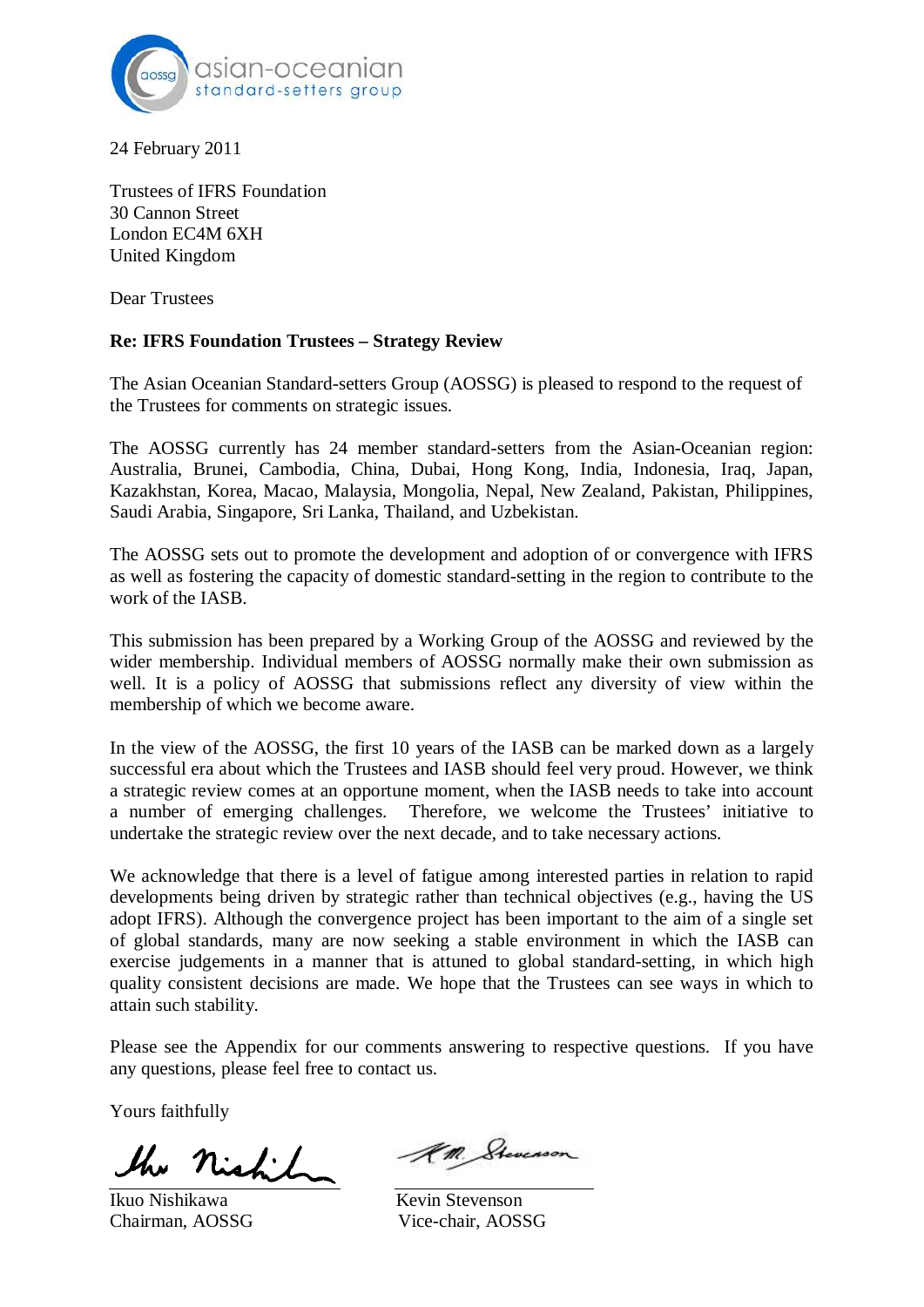asian-oceanian
standard-setters group

24 February 2011

Trustees of IFRS Foundation
30 Cannon Street
London EC4M 6XH
United Kingdom

Dear Trustees

**Re: IFRS Foundation Trustees – Strategy Review**

The Asian Oceanian Standard-setters Group (AOSSG) is pleased to respond to the request of the Trustees for comments on strategic issues.

The AOSSG currently has 24 member standard-setters from the Asian-Oceanian region: Australia, Brunei, Cambodia, China, Dubai, Hong Kong, India, Indonesia, Iraq, Japan, Kazakhstan, Korea, Macao, Malaysia, Mongolia, Nepal, New Zealand, Pakistan, Philippines, Saudi Arabia, Singapore, Sri Lanka, Thailand, and Uzbekistan.

The AOSSG sets out to promote the development and adoption of or convergence with IFRS as well as fostering the capacity of domestic standard-setting in the region to contribute to the work of the IASB.

This submission has been prepared by a Working Group of the AOSSG and reviewed by the wider membership. Individual members of AOSSG normally make their own submission as well. It is a policy of AOSSG that submissions reflect any diversity of view within the membership of which we become aware.

In the view of the AOSSG, the first 10 years of the IASB can be marked down as a largely successful era about which the Trustees and IASB should feel very proud. However, we think a strategic review comes at an opportune moment, when the IASB needs to take into account a number of emerging challenges. Therefore, we welcome the Trustees' initiative to undertake the strategic review over the next decade, and to take necessary actions.

We acknowledge that there is a level of fatigue among interested parties in relation to rapid developments being driven by strategic rather than technical objectives (e.g., having the US adopt IFRS). Although the convergence project has been important to the aim of a single set of global standards, many are now seeking a stable environment in which the IASB can exercise judgements in a manner that is attuned to global standard-setting, in which high quality consistent decisions are made. We hope that the Trustees can see ways in which to attain such stability.

Please see the Appendix for our comments answering to respective questions. If you have any questions, please feel free to contact us.

Yours faithfully

Ikuo Nishikawa
Chairman, AOSSG

Kevin Stevenson
Vice-chair, AOSSG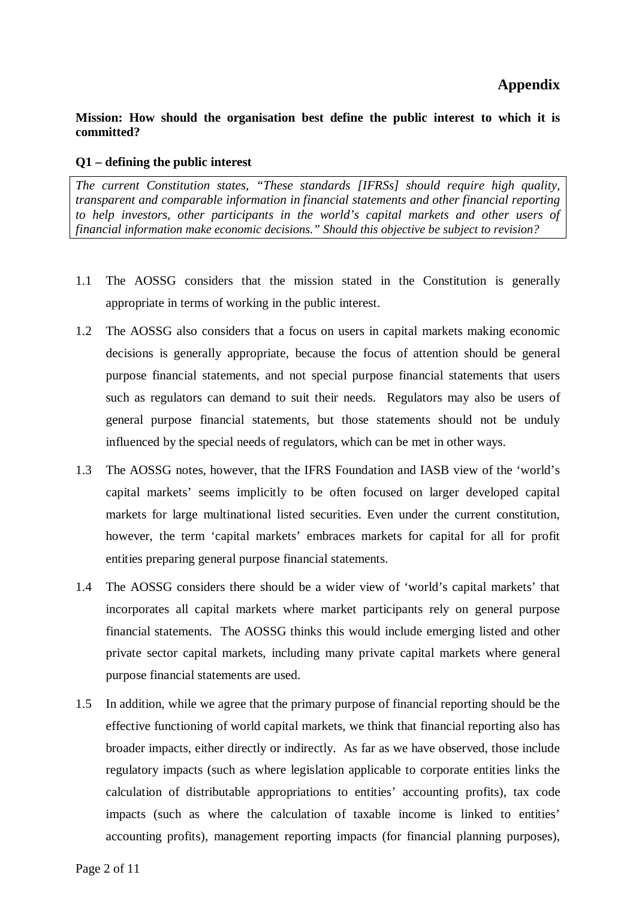## Appendix

**Mission: How should the organisation best define the public interest to which it is committed?**

**Q1 – defining the public interest**

*The current Constitution states, "These standards [IFRSs] should require high quality, transparent and comparable information in financial statements and other financial reporting to help investors, other participants in the world's capital markets and other users of financial information make economic decisions." Should this objective be subject to revision?*

1.1 The AOSSG considers that the mission stated in the Constitution is generally appropriate in terms of working in the public interest.

1.2 The AOSSG also considers that a focus on users in capital markets making economic decisions is generally appropriate, because the focus of attention should be general purpose financial statements, and not special purpose financial statements that users such as regulators can demand to suit their needs. Regulators may also be users of general purpose financial statements, but those statements should not be unduly influenced by the special needs of regulators, which can be met in other ways.

1.3 The AOSSG notes, however, that the IFRS Foundation and IASB view of the 'world's capital markets' seems implicitly to be often focused on larger developed capital markets for large multinational listed securities. Even under the current constitution, however, the term 'capital markets' embraces markets for capital for all for profit entities preparing general purpose financial statements.

1.4 The AOSSG considers there should be a wider view of 'world's capital markets' that incorporates all capital markets where market participants rely on general purpose financial statements. The AOSSG thinks this would include emerging listed and other private sector capital markets, including many private capital markets where general purpose financial statements are used.

1.5 In addition, while we agree that the primary purpose of financial reporting should be the effective functioning of world capital markets, we think that financial reporting also has broader impacts, either directly or indirectly. As far as we have observed, those include regulatory impacts (such as where legislation applicable to corporate entities links the calculation of distributable appropriations to entities' accounting profits), tax code impacts (such as where the calculation of taxable income is linked to entities' accounting profits), management reporting impacts (for financial planning purposes),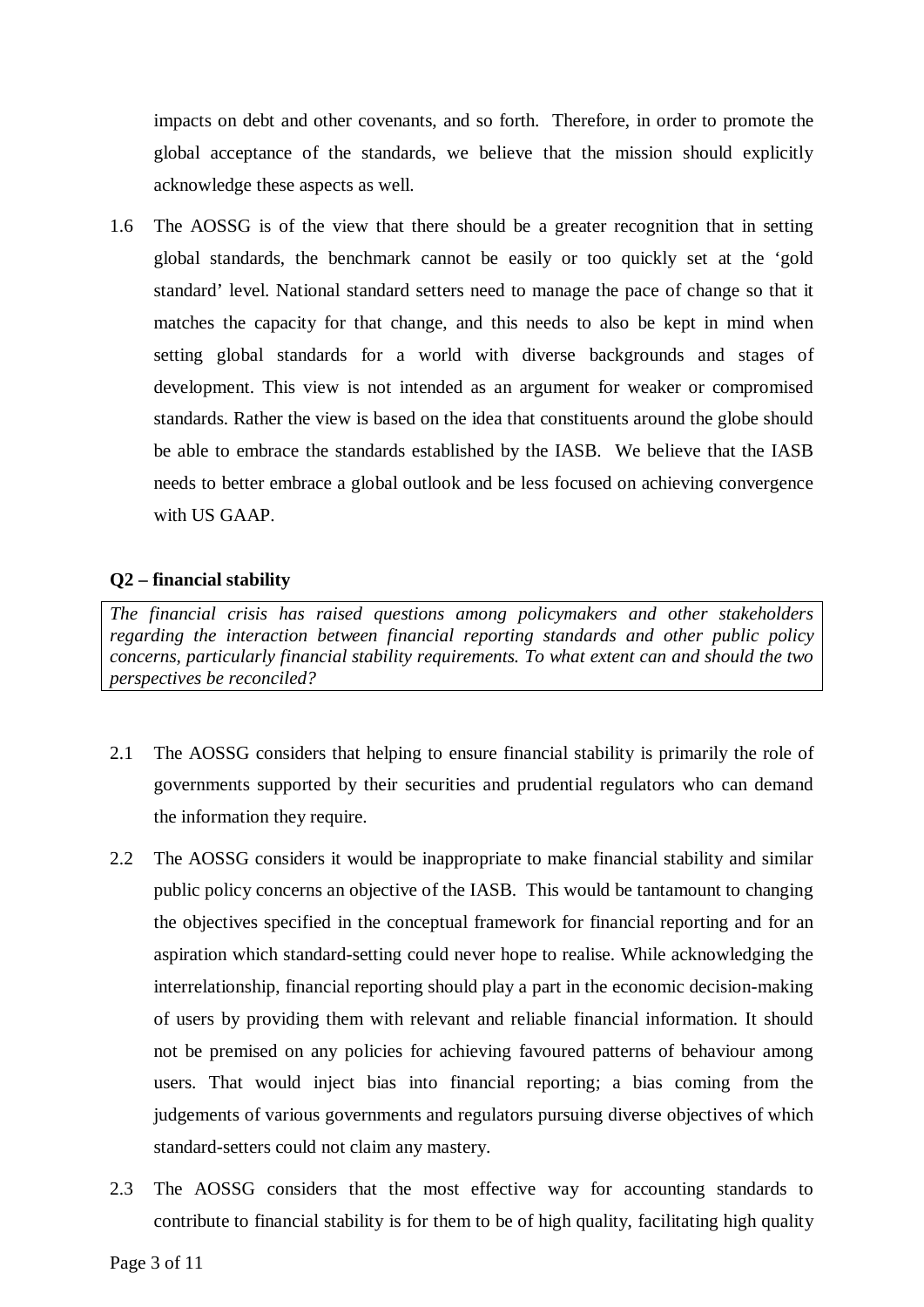impacts on debt and other covenants, and so forth. Therefore, in order to promote the global acceptance of the standards, we believe that the mission should explicitly acknowledge these aspects as well.

1.6 The AOSSG is of the view that there should be a greater recognition that in setting global standards, the benchmark cannot be easily or too quickly set at the 'gold standard' level. National standard setters need to manage the pace of change so that it matches the capacity for that change, and this needs to also be kept in mind when setting global standards for a world with diverse backgrounds and stages of development. This view is not intended as an argument for weaker or compromised standards. Rather the view is based on the idea that constituents around the globe should be able to embrace the standards established by the IASB. We believe that the IASB needs to better embrace a global outlook and be less focused on achieving convergence with US GAAP.

**Q2 – financial stability**

*The financial crisis has raised questions among policymakers and other stakeholders regarding the interaction between financial reporting standards and other public policy concerns, particularly financial stability requirements. To what extent can and should the two perspectives be reconciled?*

2.1 The AOSSG considers that helping to ensure financial stability is primarily the role of governments supported by their securities and prudential regulators who can demand the information they require.

2.2 The AOSSG considers it would be inappropriate to make financial stability and similar public policy concerns an objective of the IASB. This would be tantamount to changing the objectives specified in the conceptual framework for financial reporting and for an aspiration which standard-setting could never hope to realise. While acknowledging the interrelationship, financial reporting should play a part in the economic decision-making of users by providing them with relevant and reliable financial information. It should not be premised on any policies for achieving favoured patterns of behaviour among users. That would inject bias into financial reporting; a bias coming from the judgements of various governments and regulators pursuing diverse objectives of which standard-setters could not claim any mastery.

2.3 The AOSSG considers that the most effective way for accounting standards to contribute to financial stability is for them to be of high quality, facilitating high quality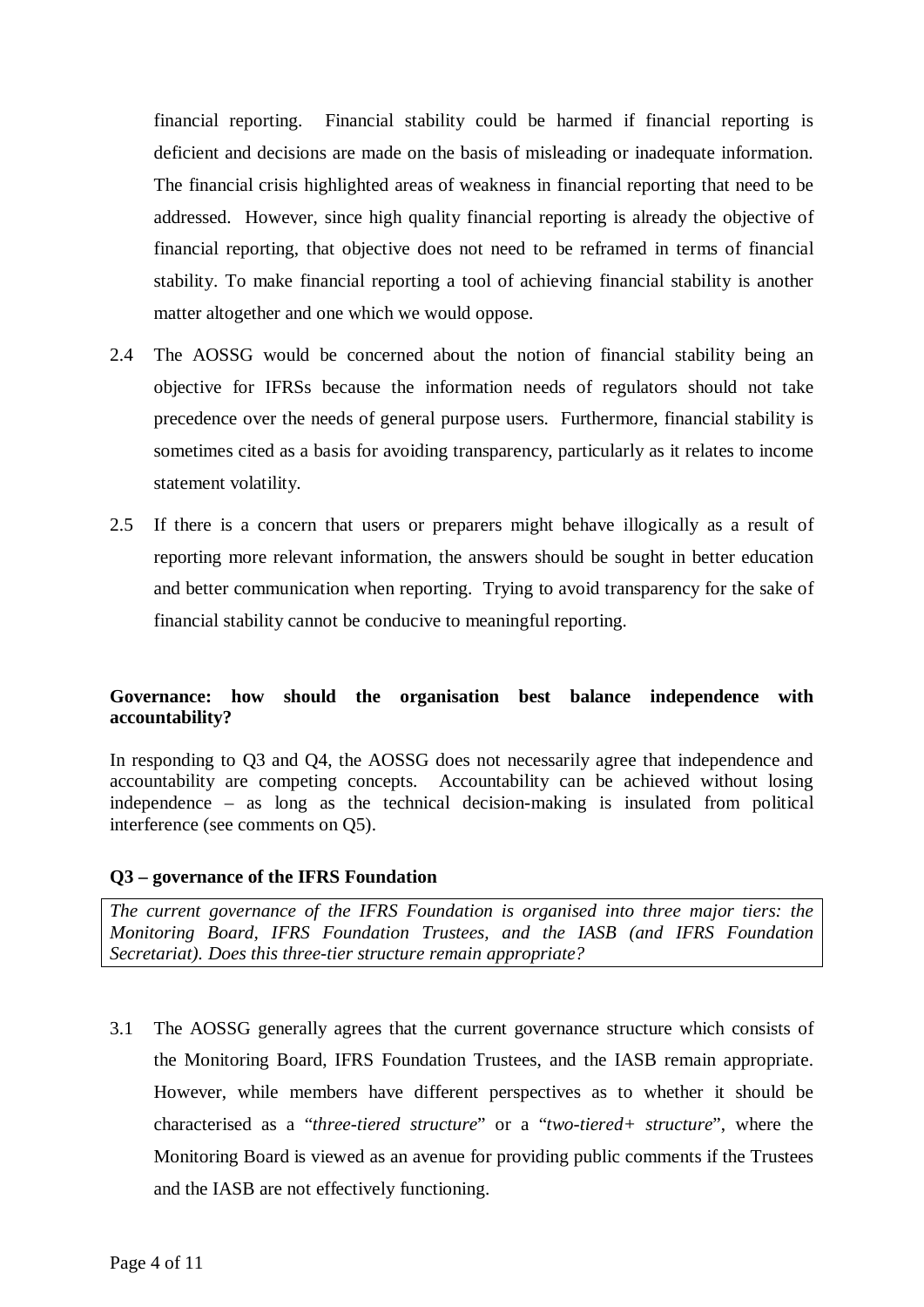financial reporting. Financial stability could be harmed if financial reporting is deficient and decisions are made on the basis of misleading or inadequate information. The financial crisis highlighted areas of weakness in financial reporting that need to be addressed. However, since high quality financial reporting is already the objective of financial reporting, that objective does not need to be reframed in terms of financial stability. To make financial reporting a tool of achieving financial stability is another matter altogether and one which we would oppose.

2.4 The AOSSG would be concerned about the notion of financial stability being an objective for IFRSs because the information needs of regulators should not take precedence over the needs of general purpose users. Furthermore, financial stability is sometimes cited as a basis for avoiding transparency, particularly as it relates to income statement volatility.

2.5 If there is a concern that users or preparers might behave illogically as a result of reporting more relevant information, the answers should be sought in better education and better communication when reporting. Trying to avoid transparency for the sake of financial stability cannot be conducive to meaningful reporting.

**Governance: how should the organisation best balance independence with accountability?**

In responding to Q3 and Q4, the AOSSG does not necessarily agree that independence and accountability are competing concepts. Accountability can be achieved without losing independence – as long as the technical decision-making is insulated from political interference (see comments on Q5).

**Q3 – governance of the IFRS Foundation**

*The current governance of the IFRS Foundation is organised into three major tiers: the Monitoring Board, IFRS Foundation Trustees, and the IASB (and IFRS Foundation Secretariat). Does this three-tier structure remain appropriate?*

3.1 The AOSSG generally agrees that the current governance structure which consists of the Monitoring Board, IFRS Foundation Trustees, and the IASB remain appropriate. However, while members have different perspectives as to whether it should be characterised as a "*three-tiered structure*" or a "*two-tiered+ structure*", where the Monitoring Board is viewed as an avenue for providing public comments if the Trustees and the IASB are not effectively functioning.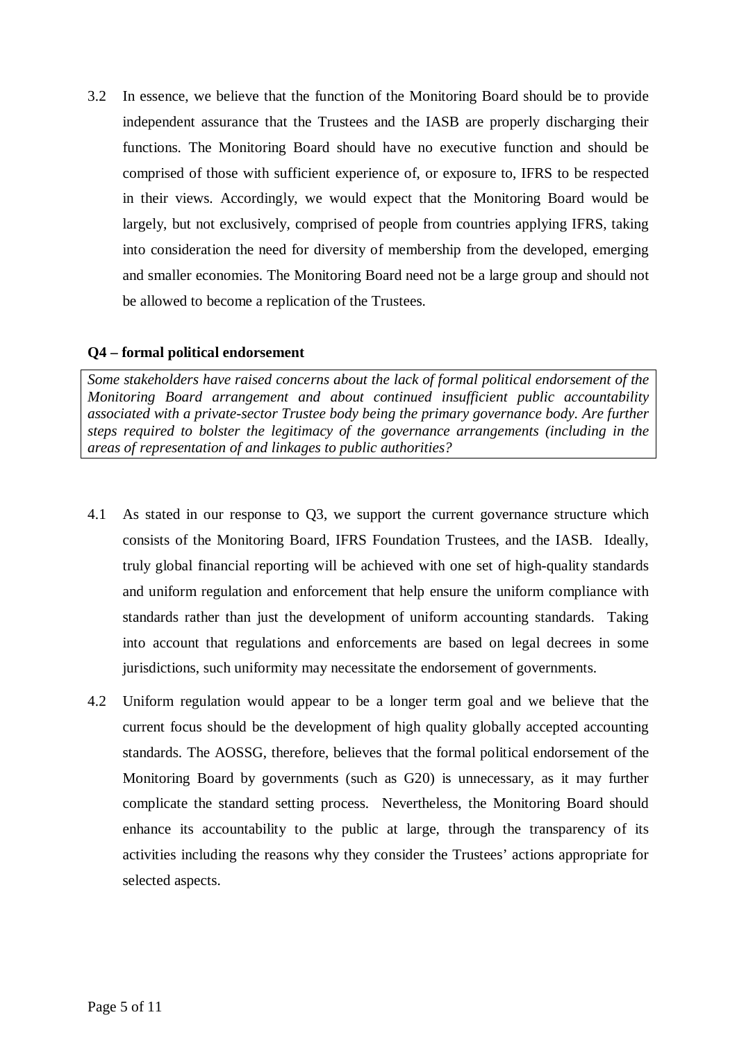3.2 In essence, we believe that the function of the Monitoring Board should be to provide independent assurance that the Trustees and the IASB are properly discharging their functions. The Monitoring Board should have no executive function and should be comprised of those with sufficient experience of, or exposure to, IFRS to be respected in their views. Accordingly, we would expect that the Monitoring Board would be largely, but not exclusively, comprised of people from countries applying IFRS, taking into consideration the need for diversity of membership from the developed, emerging and smaller economies. The Monitoring Board need not be a large group and should not be allowed to become a replication of the Trustees.

**Q4 – formal political endorsement**

*Some stakeholders have raised concerns about the lack of formal political endorsement of the Monitoring Board arrangement and about continued insufficient public accountability associated with a private-sector Trustee body being the primary governance body. Are further steps required to bolster the legitimacy of the governance arrangements (including in the areas of representation of and linkages to public authorities?*

4.1 As stated in our response to Q3, we support the current governance structure which consists of the Monitoring Board, IFRS Foundation Trustees, and the IASB. Ideally, truly global financial reporting will be achieved with one set of high-quality standards and uniform regulation and enforcement that help ensure the uniform compliance with standards rather than just the development of uniform accounting standards. Taking into account that regulations and enforcements are based on legal decrees in some jurisdictions, such uniformity may necessitate the endorsement of governments.

4.2 Uniform regulation would appear to be a longer term goal and we believe that the current focus should be the development of high quality globally accepted accounting standards. The AOSSG, therefore, believes that the formal political endorsement of the Monitoring Board by governments (such as G20) is unnecessary, as it may further complicate the standard setting process. Nevertheless, the Monitoring Board should enhance its accountability to the public at large, through the transparency of its activities including the reasons why they consider the Trustees' actions appropriate for selected aspects.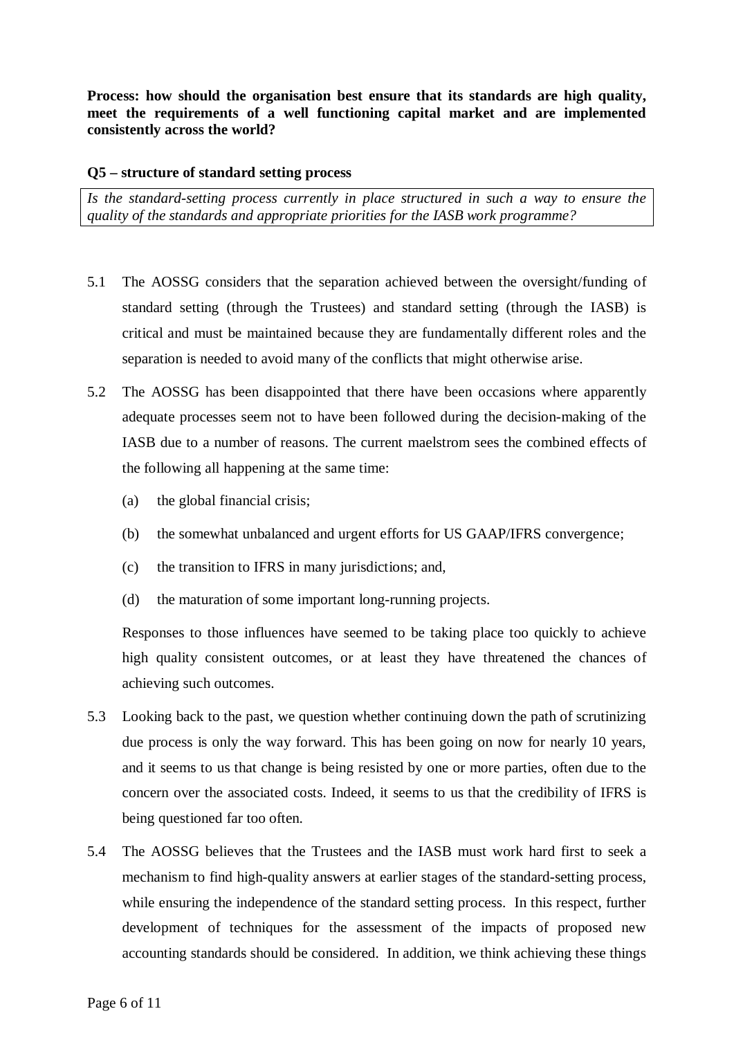**Process: how should the organisation best ensure that its standards are high quality, meet the requirements of a well functioning capital market and are implemented consistently across the world?**

**Q5 – structure of standard setting process**

*Is the standard-setting process currently in place structured in such a way to ensure the quality of the standards and appropriate priorities for the IASB work programme?*

5.1 The AOSSG considers that the separation achieved between the oversight/funding of standard setting (through the Trustees) and standard setting (through the IASB) is critical and must be maintained because they are fundamentally different roles and the separation is needed to avoid many of the conflicts that might otherwise arise.

5.2 The AOSSG has been disappointed that there have been occasions where apparently adequate processes seem not to have been followed during the decision-making of the IASB due to a number of reasons. The current maelstrom sees the combined effects of the following all happening at the same time:

(a) the global financial crisis;

(b) the somewhat unbalanced and urgent efforts for US GAAP/IFRS convergence;

(c) the transition to IFRS in many jurisdictions; and,

(d) the maturation of some important long-running projects.

Responses to those influences have seemed to be taking place too quickly to achieve high quality consistent outcomes, or at least they have threatened the chances of achieving such outcomes.

5.3 Looking back to the past, we question whether continuing down the path of scrutinizing due process is only the way forward. This has been going on now for nearly 10 years, and it seems to us that change is being resisted by one or more parties, often due to the concern over the associated costs. Indeed, it seems to us that the credibility of IFRS is being questioned far too often.

5.4 The AOSSG believes that the Trustees and the IASB must work hard first to seek a mechanism to find high-quality answers at earlier stages of the standard-setting process, while ensuring the independence of the standard setting process. In this respect, further development of techniques for the assessment of the impacts of proposed new accounting standards should be considered. In addition, we think achieving these things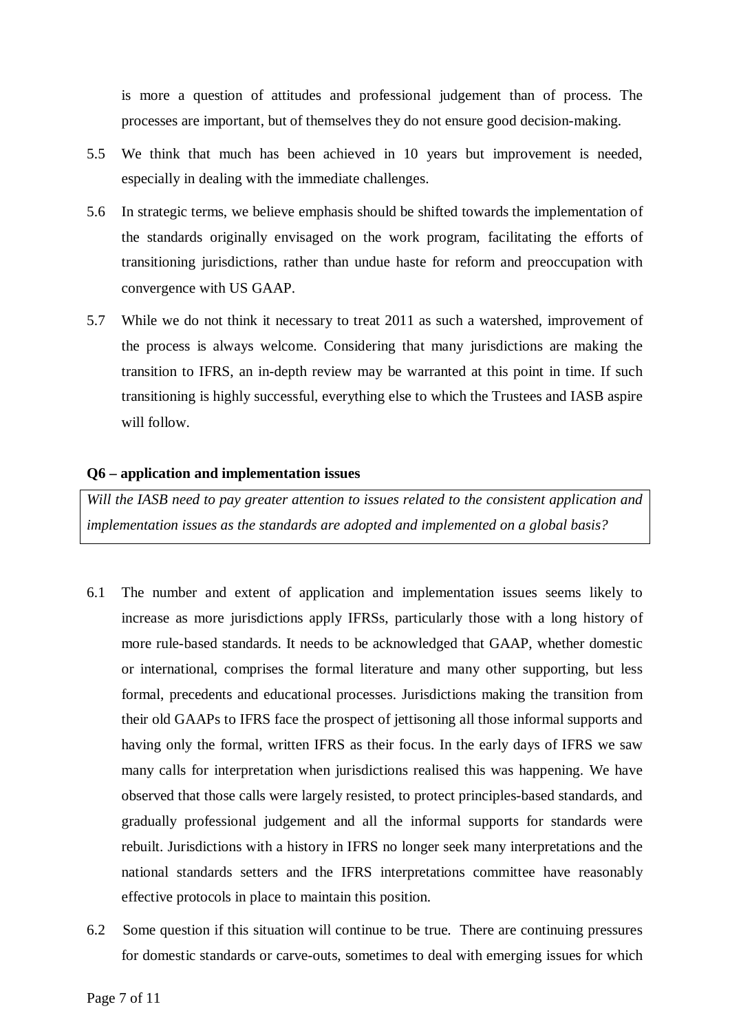is more a question of attitudes and professional judgement than of process. The processes are important, but of themselves they do not ensure good decision-making.

5.5 We think that much has been achieved in 10 years but improvement is needed, especially in dealing with the immediate challenges.

5.6 In strategic terms, we believe emphasis should be shifted towards the implementation of the standards originally envisaged on the work program, facilitating the efforts of transitioning jurisdictions, rather than undue haste for reform and preoccupation with convergence with US GAAP.

5.7 While we do not think it necessary to treat 2011 as such a watershed, improvement of the process is always welcome. Considering that many jurisdictions are making the transition to IFRS, an in-depth review may be warranted at this point in time. If such transitioning is highly successful, everything else to which the Trustees and IASB aspire will follow.

**Q6 – application and implementation issues**

*Will the IASB need to pay greater attention to issues related to the consistent application and implementation issues as the standards are adopted and implemented on a global basis?*

6.1 The number and extent of application and implementation issues seems likely to increase as more jurisdictions apply IFRSs, particularly those with a long history of more rule-based standards. It needs to be acknowledged that GAAP, whether domestic or international, comprises the formal literature and many other supporting, but less formal, precedents and educational processes. Jurisdictions making the transition from their old GAAPs to IFRS face the prospect of jettisoning all those informal supports and having only the formal, written IFRS as their focus. In the early days of IFRS we saw many calls for interpretation when jurisdictions realised this was happening. We have observed that those calls were largely resisted, to protect principles-based standards, and gradually professional judgement and all the informal supports for standards were rebuilt. Jurisdictions with a history in IFRS no longer seek many interpretations and the national standards setters and the IFRS interpretations committee have reasonably effective protocols in place to maintain this position.

6.2 Some question if this situation will continue to be true. There are continuing pressures for domestic standards or carve-outs, sometimes to deal with emerging issues for which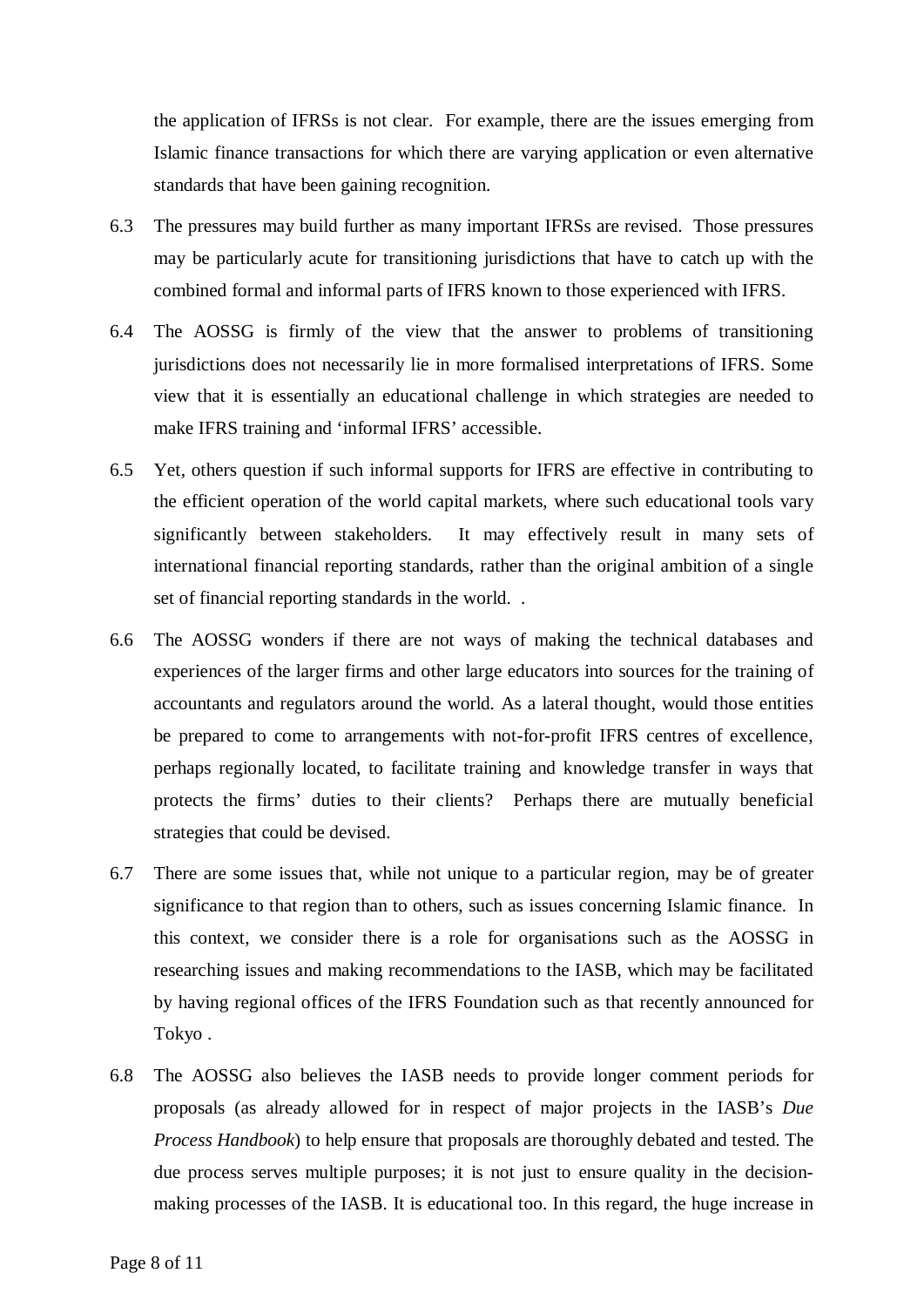the application of IFRSs is not clear. For example, there are the issues emerging from Islamic finance transactions for which there are varying application or even alternative standards that have been gaining recognition.

6.3 The pressures may build further as many important IFRSs are revised. Those pressures may be particularly acute for transitioning jurisdictions that have to catch up with the combined formal and informal parts of IFRS known to those experienced with IFRS.

6.4 The AOSSG is firmly of the view that the answer to problems of transitioning jurisdictions does not necessarily lie in more formalised interpretations of IFRS. Some view that it is essentially an educational challenge in which strategies are needed to make IFRS training and 'informal IFRS' accessible.

6.5 Yet, others question if such informal supports for IFRS are effective in contributing to the efficient operation of the world capital markets, where such educational tools vary significantly between stakeholders. It may effectively result in many sets of international financial reporting standards, rather than the original ambition of a single set of financial reporting standards in the world. .

6.6 The AOSSG wonders if there are not ways of making the technical databases and experiences of the larger firms and other large educators into sources for the training of accountants and regulators around the world. As a lateral thought, would those entities be prepared to come to arrangements with not-for-profit IFRS centres of excellence, perhaps regionally located, to facilitate training and knowledge transfer in ways that protects the firms' duties to their clients? Perhaps there are mutually beneficial strategies that could be devised.

6.7 There are some issues that, while not unique to a particular region, may be of greater significance to that region than to others, such as issues concerning Islamic finance. In this context, we consider there is a role for organisations such as the AOSSG in researching issues and making recommendations to the IASB, which may be facilitated by having regional offices of the IFRS Foundation such as that recently announced for Tokyo .

6.8 The AOSSG also believes the IASB needs to provide longer comment periods for proposals (as already allowed for in respect of major projects in the IASB's *Due Process Handbook*) to help ensure that proposals are thoroughly debated and tested. The due process serves multiple purposes; it is not just to ensure quality in the decision-making processes of the IASB. It is educational too. In this regard, the huge increase in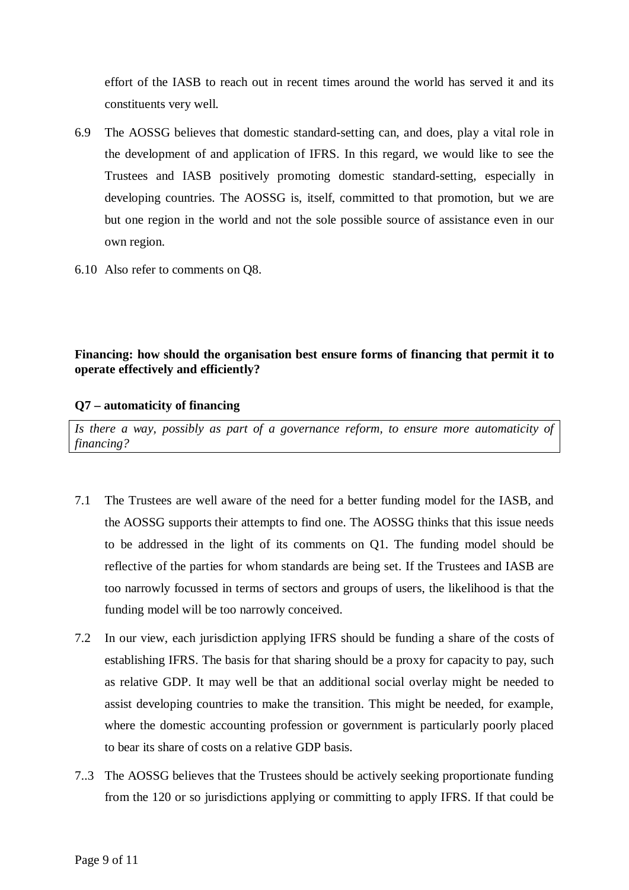effort of the IASB to reach out in recent times around the world has served it and its constituents very well.

6.9 The AOSSG believes that domestic standard-setting can, and does, play a vital role in the development of and application of IFRS. In this regard, we would like to see the Trustees and IASB positively promoting domestic standard-setting, especially in developing countries. The AOSSG is, itself, committed to that promotion, but we are but one region in the world and not the sole possible source of assistance even in our own region.

6.10 Also refer to comments on Q8.

**Financing: how should the organisation best ensure forms of financing that permit it to operate effectively and efficiently?**

**Q7 – automaticity of financing**

| *Is there a way, possibly as part of a governance reform, to ensure more automaticity of financing?* |
| --- |

7.1 The Trustees are well aware of the need for a better funding model for the IASB, and the AOSSG supports their attempts to find one. The AOSSG thinks that this issue needs to be addressed in the light of its comments on Q1. The funding model should be reflective of the parties for whom standards are being set. If the Trustees and IASB are too narrowly focussed in terms of sectors and groups of users, the likelihood is that the funding model will be too narrowly conceived.

7.2 In our view, each jurisdiction applying IFRS should be funding a share of the costs of establishing IFRS. The basis for that sharing should be a proxy for capacity to pay, such as relative GDP. It may well be that an additional social overlay might be needed to assist developing countries to make the transition. This might be needed, for example, where the domestic accounting profession or government is particularly poorly placed to bear its share of costs on a relative GDP basis.

7..3 The AOSSG believes that the Trustees should be actively seeking proportionate funding from the 120 or so jurisdictions applying or committing to apply IFRS. If that could be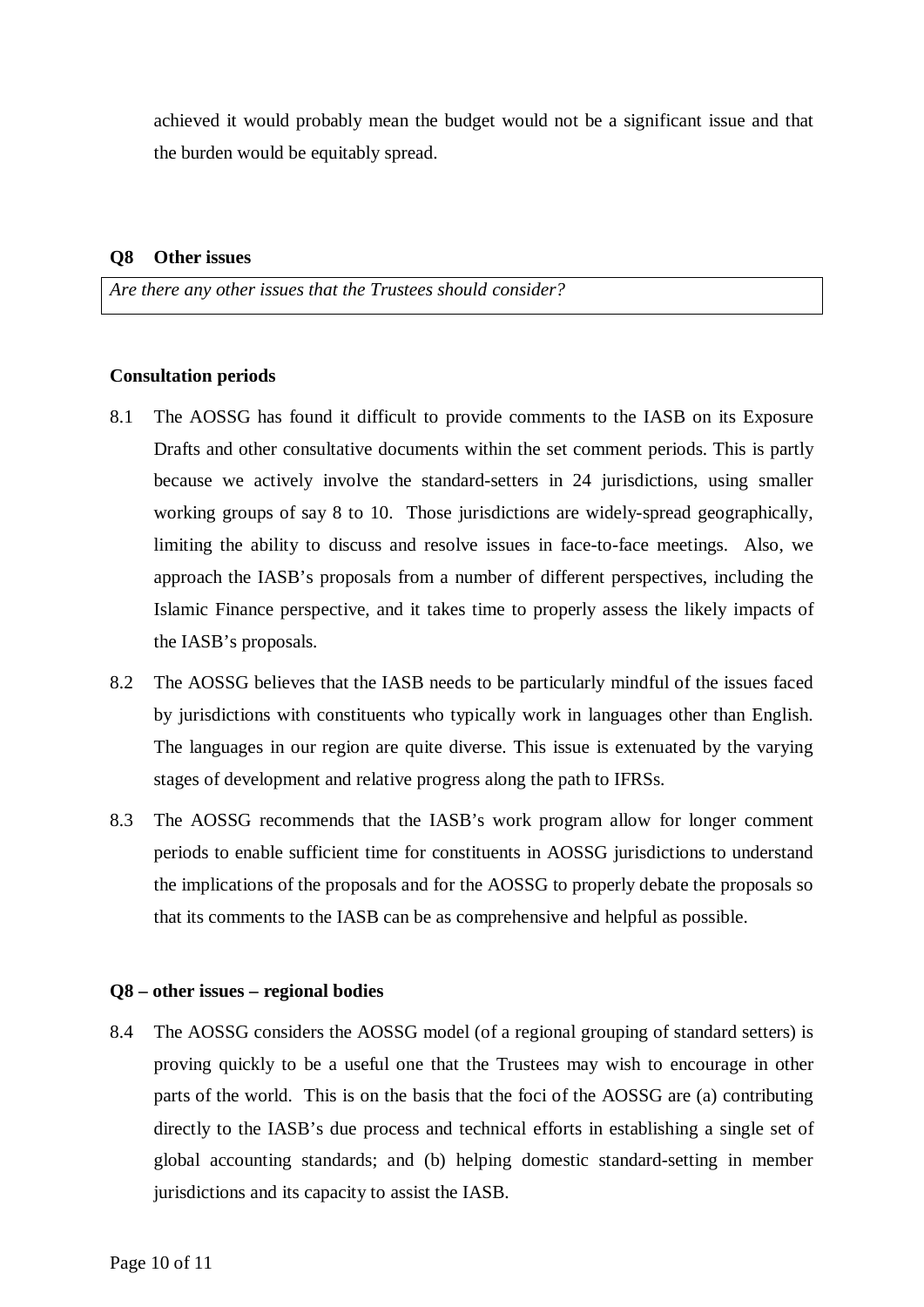achieved it would probably mean the budget would not be a significant issue and that the burden would be equitably spread.

**Q8 Other issues**

*Are there any other issues that the Trustees should consider?*

**Consultation periods**

8.1 The AOSSG has found it difficult to provide comments to the IASB on its Exposure Drafts and other consultative documents within the set comment periods. This is partly because we actively involve the standard-setters in 24 jurisdictions, using smaller working groups of say 8 to 10. Those jurisdictions are widely-spread geographically, limiting the ability to discuss and resolve issues in face-to-face meetings. Also, we approach the IASB's proposals from a number of different perspectives, including the Islamic Finance perspective, and it takes time to properly assess the likely impacts of the IASB's proposals.

8.2 The AOSSG believes that the IASB needs to be particularly mindful of the issues faced by jurisdictions with constituents who typically work in languages other than English. The languages in our region are quite diverse. This issue is extenuated by the varying stages of development and relative progress along the path to IFRSs.

8.3 The AOSSG recommends that the IASB's work program allow for longer comment periods to enable sufficient time for constituents in AOSSG jurisdictions to understand the implications of the proposals and for the AOSSG to properly debate the proposals so that its comments to the IASB can be as comprehensive and helpful as possible.

**Q8 – other issues – regional bodies**

8.4 The AOSSG considers the AOSSG model (of a regional grouping of standard setters) is proving quickly to be a useful one that the Trustees may wish to encourage in other parts of the world. This is on the basis that the foci of the AOSSG are (a) contributing directly to the IASB's due process and technical efforts in establishing a single set of global accounting standards; and (b) helping domestic standard-setting in member jurisdictions and its capacity to assist the IASB.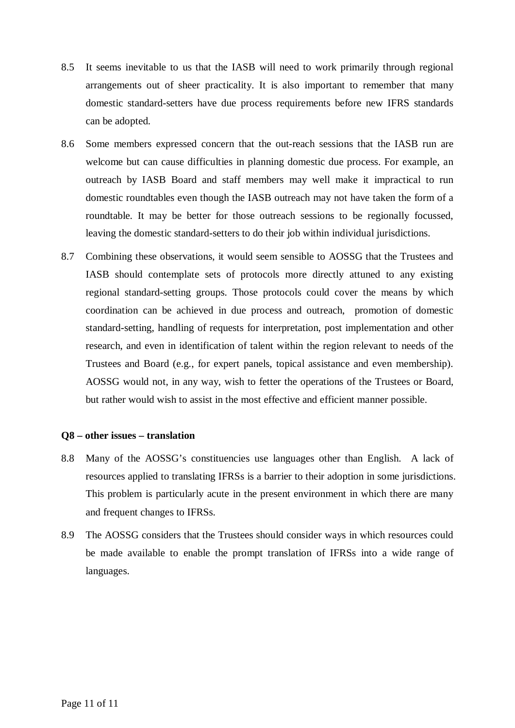8.5 It seems inevitable to us that the IASB will need to work primarily through regional arrangements out of sheer practicality. It is also important to remember that many domestic standard-setters have due process requirements before new IFRS standards can be adopted.

8.6 Some members expressed concern that the out-reach sessions that the IASB run are welcome but can cause difficulties in planning domestic due process. For example, an outreach by IASB Board and staff members may well make it impractical to run domestic roundtables even though the IASB outreach may not have taken the form of a roundtable. It may be better for those outreach sessions to be regionally focussed, leaving the domestic standard-setters to do their job within individual jurisdictions.

8.7 Combining these observations, it would seem sensible to AOSSG that the Trustees and IASB should contemplate sets of protocols more directly attuned to any existing regional standard-setting groups. Those protocols could cover the means by which coordination can be achieved in due process and outreach, promotion of domestic standard-setting, handling of requests for interpretation, post implementation and other research, and even in identification of talent within the region relevant to needs of the Trustees and Board (e.g., for expert panels, topical assistance and even membership). AOSSG would not, in any way, wish to fetter the operations of the Trustees or Board, but rather would wish to assist in the most effective and efficient manner possible.

**Q8 – other issues – translation**

8.8 Many of the AOSSG's constituencies use languages other than English. A lack of resources applied to translating IFRSs is a barrier to their adoption in some jurisdictions. This problem is particularly acute in the present environment in which there are many and frequent changes to IFRSs.

8.9 The AOSSG considers that the Trustees should consider ways in which resources could be made available to enable the prompt translation of IFRSs into a wide range of languages.